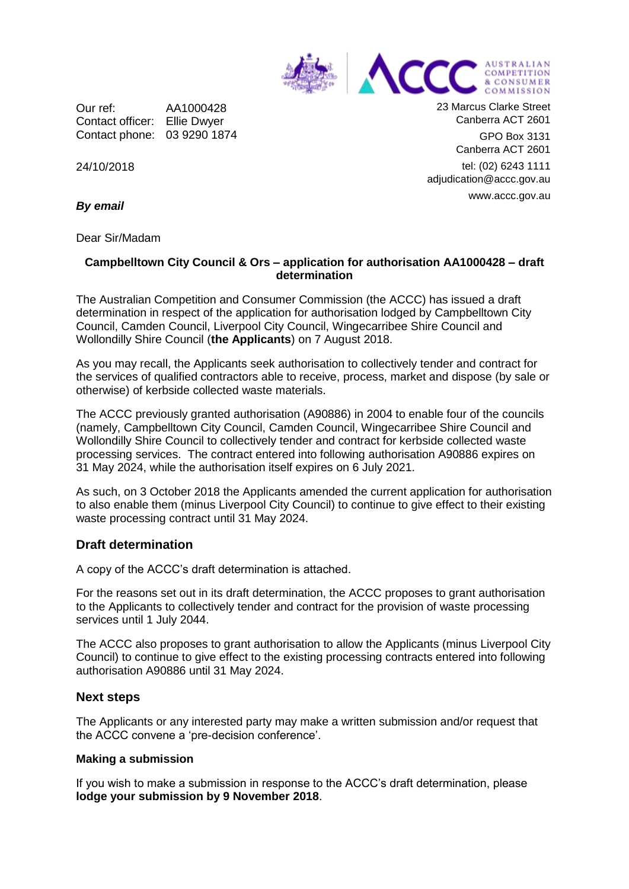Our ref: AA1000428
Contact officer: Ellie Dwyer
Contact phone: 03 9290 1874

23 Marcus Clarke Street
Canberra ACT 2601

GPO Box 3131
Canberra ACT 2601

tel: (02) 6243 1111
adjudication@accc.gov.au

www.accc.gov.au

24/10/2018

***By email***

Dear Sir/Madam

**Campbelltown City Council & Ors – application for authorisation AA1000428 – draft determination**

The Australian Competition and Consumer Commission (the ACCC) has issued a draft determination in respect of the application for authorisation lodged by Campbelltown City Council, Camden Council, Liverpool City Council, Wingecarribee Shire Council and Wollondilly Shire Council (**the Applicants**) on 7 August 2018.

As you may recall, the Applicants seek authorisation to collectively tender and contract for the services of qualified contractors able to receive, process, market and dispose (by sale or otherwise) of kerbside collected waste materials.

The ACCC previously granted authorisation (A90886) in 2004 to enable four of the councils (namely, Campbelltown City Council, Camden Council, Wingecarribee Shire Council and Wollondilly Shire Council to collectively tender and contract for kerbside collected waste processing services. The contract entered into following authorisation A90886 expires on 31 May 2024, while the authorisation itself expires on 6 July 2021.

As such, on 3 October 2018 the Applicants amended the current application for authorisation to also enable them (minus Liverpool City Council) to continue to give effect to their existing waste processing contract until 31 May 2024.

## Draft determination

A copy of the ACCC's draft determination is attached.

For the reasons set out in its draft determination, the ACCC proposes to grant authorisation to the Applicants to collectively tender and contract for the provision of waste processing services until 1 July 2044.

The ACCC also proposes to grant authorisation to allow the Applicants (minus Liverpool City Council) to continue to give effect to the existing processing contracts entered into following authorisation A90886 until 31 May 2024.

## Next steps

The Applicants or any interested party may make a written submission and/or request that the ACCC convene a 'pre-decision conference'.

### Making a submission

If you wish to make a submission in response to the ACCC's draft determination, please **lodge your submission by 9 November 2018**.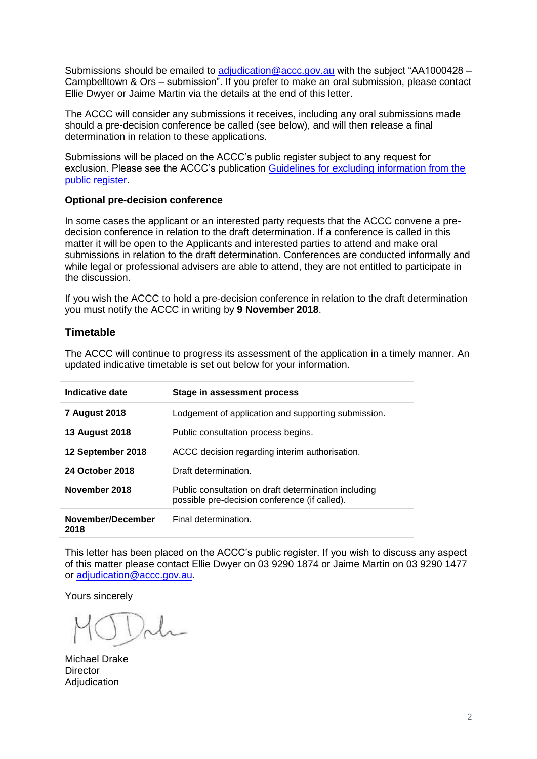Submissions should be emailed to adjudication@accc.gov.au with the subject "AA1000428 – Campbelltown & Ors – submission". If you prefer to make an oral submission, please contact Ellie Dwyer or Jaime Martin via the details at the end of this letter.

The ACCC will consider any submissions it receives, including any oral submissions made should a pre-decision conference be called (see below), and will then release a final determination in relation to these applications.

Submissions will be placed on the ACCC's public register subject to any request for exclusion. Please see the ACCC's publication Guidelines for excluding information from the public register.

**Optional pre-decision conference**

In some cases the applicant or an interested party requests that the ACCC convene a pre-decision conference in relation to the draft determination. If a conference is called in this matter it will be open to the Applicants and interested parties to attend and make oral submissions in relation to the draft determination. Conferences are conducted informally and while legal or professional advisers are able to attend, they are not entitled to participate in the discussion.

If you wish the ACCC to hold a pre-decision conference in relation to the draft determination you must notify the ACCC in writing by **9 November 2018**.

## Timetable

The ACCC will continue to progress its assessment of the application in a timely manner. An updated indicative timetable is set out below for your information.

| Indicative date | Stage in assessment process |
|---|---|
| **7 August 2018** | Lodgement of application and supporting submission. |
| **13 August 2018** | Public consultation process begins. |
| **12 September 2018** | ACCC decision regarding interim authorisation. |
| **24 October 2018** | Draft determination. |
| **November 2018** | Public consultation on draft determination including possible pre-decision conference (if called). |
| **November/December 2018** | Final determination. |

This letter has been placed on the ACCC's public register. If you wish to discuss any aspect of this matter please contact Ellie Dwyer on 03 9290 1874 or Jaime Martin on 03 9290 1477 or adjudication@accc.gov.au.

Yours sincerely

Michael Drake
Director
Adjudication